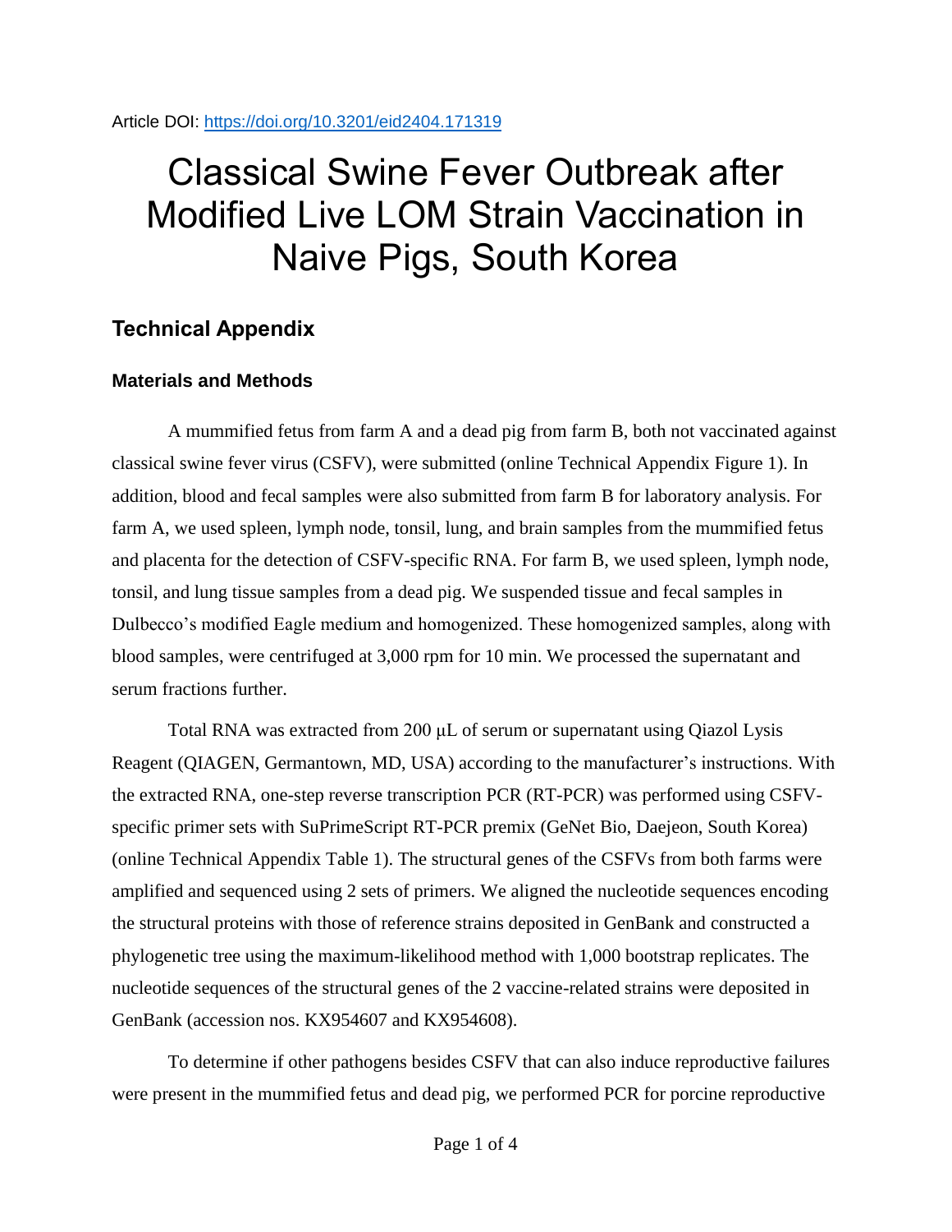Article DOI: https://doi.org/10.3201/eid2404.171319

# Classical Swine Fever Outbreak after Modified Live LOM Strain Vaccination in Naive Pigs, South Korea

## Technical Appendix

### Materials and Methods

A mummified fetus from farm A and a dead pig from farm B, both not vaccinated against classical swine fever virus (CSFV), were submitted (online Technical Appendix Figure 1). In addition, blood and fecal samples were also submitted from farm B for laboratory analysis. For farm A, we used spleen, lymph node, tonsil, lung, and brain samples from the mummified fetus and placenta for the detection of CSFV-specific RNA. For farm B, we used spleen, lymph node, tonsil, and lung tissue samples from a dead pig. We suspended tissue and fecal samples in Dulbecco's modified Eagle medium and homogenized. These homogenized samples, along with blood samples, were centrifuged at 3,000 rpm for 10 min. We processed the supernatant and serum fractions further.

Total RNA was extracted from 200 μL of serum or supernatant using Qiazol Lysis Reagent (QIAGEN, Germantown, MD, USA) according to the manufacturer's instructions. With the extracted RNA, one-step reverse transcription PCR (RT-PCR) was performed using CSFV-specific primer sets with SuPrimeScript RT-PCR premix (GeNet Bio, Daejeon, South Korea) (online Technical Appendix Table 1). The structural genes of the CSFVs from both farms were amplified and sequenced using 2 sets of primers. We aligned the nucleotide sequences encoding the structural proteins with those of reference strains deposited in GenBank and constructed a phylogenetic tree using the maximum-likelihood method with 1,000 bootstrap replicates. The nucleotide sequences of the structural genes of the 2 vaccine-related strains were deposited in GenBank (accession nos. KX954607 and KX954608).

To determine if other pathogens besides CSFV that can also induce reproductive failures were present in the mummified fetus and dead pig, we performed PCR for porcine reproductive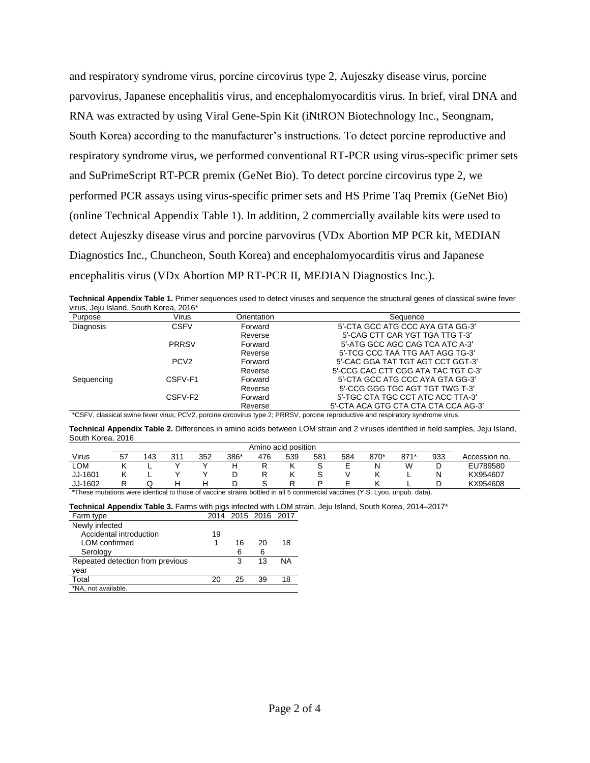and respiratory syndrome virus, porcine circovirus type 2, Aujeszky disease virus, porcine parvovirus, Japanese encephalitis virus, and encephalomyocarditis virus. In brief, viral DNA and RNA was extracted by using Viral Gene-Spin Kit (iNtRON Biotechnology Inc., Seongnam, South Korea) according to the manufacturer's instructions. To detect porcine reproductive and respiratory syndrome virus, we performed conventional RT-PCR using virus-specific primer sets and SuPrimeScript RT-PCR premix (GeNet Bio). To detect porcine circovirus type 2, we performed PCR assays using virus-specific primer sets and HS Prime Taq Premix (GeNet Bio) (online Technical Appendix Table 1). In addition, 2 commercially available kits were used to detect Aujeszky disease virus and porcine parvovirus (VDx Abortion MP PCR kit, MEDIAN Diagnostics Inc., Chuncheon, South Korea) and encephalomyocarditis virus and Japanese encephalitis virus (VDx Abortion MP RT-PCR II, MEDIAN Diagnostics Inc.).

**Technical Appendix Table 1.** Primer sequences used to detect viruses and sequence the structural genes of classical swine fever virus, Jeju Island, South Korea, 2016*

| Purpose | Virus | Orientation | Sequence |
|---|---|---|---|
| Diagnosis | CSFV | Forward | 5′-CTA GCC ATG CCC AYA GTA GG-3′ |
| | | Reverse | 5′-CAG CTT CAR YGT TGA TTG T-3′ |
| | PRRSV | Forward | 5′-ATG GCC AGC CAG TCA ATC A-3′ |
| | | Reverse | 5′-TCG CCC TAA TTG AAT AGG TG-3′ |
| | PCV2 | Forward | 5′-CAC GGA TAT TGT AGT CCT GGT-3′ |
| | | Reverse | 5′-CCG CAC CTT CGG ATA TAC TGT C-3′ |
| Sequencing | CSFV-F1 | Forward | 5′-CTA GCC ATG CCC AYA GTA GG-3′ |
| | | Reverse | 5′-CCG GGG TGC AGT TGT TWG T-3′ |
| | CSFV-F2 | Forward | 5′-TGC CTA TGC CCT ATC ACC TTA-3′ |
| | | Reverse | 5′-CTA ACA GTG CTA CTA CTA CCA AG-3′ |

*CSFV, classical swine fever virus; PCV2, porcine circovirus type 2; PRRSV, porcine reproductive and respiratory syndrome virus.

**Technical Appendix Table 2.** Differences in amino acids between LOM strain and 2 viruses identified in field samples, Jeju Island, South Korea, 2016

| | Amino acid position | | | | | | | | | | | | |
|---|---|---|---|---|---|---|---|---|---|---|---|---|---|
| Virus | 57 | 143 | 311 | 352 | 386* | 476 | 539 | 581 | 584 | 870* | 871* | 933 | Accession no. |
| LOM | K | L | Y | Y | H | R | K | S | E | N | W | D | EU789580 |
| JJ-1601 | K | L | Y | Y | D | R | K | S | V | K | L | N | KX954607 |
| JJ-1602 | R | Q | H | H | D | S | R | P | E | K | L | D | KX954608 |

*These mutations were identical to those of vaccine strains bottled in all 5 commercial vaccines (Y.S. Lyoo, unpub. data).

**Technical Appendix Table 3.** Farms with pigs infected with LOM strain, Jeju Island, South Korea, 2014–2017*

| Farm type | 2014 | 2015 | 2016 | 2017 |
|---|---|---|---|---|
| Newly infected | | | | |
| Accidental introduction | 19 | | | |
| LOM confirmed | 1 | 16 | 20 | 18 |
| Serology | | 6 | 6 | |
| Repeated detection from previous year | | 3 | 13 | NA |
| Total | 20 | 25 | 39 | 18 |

*NA, not available.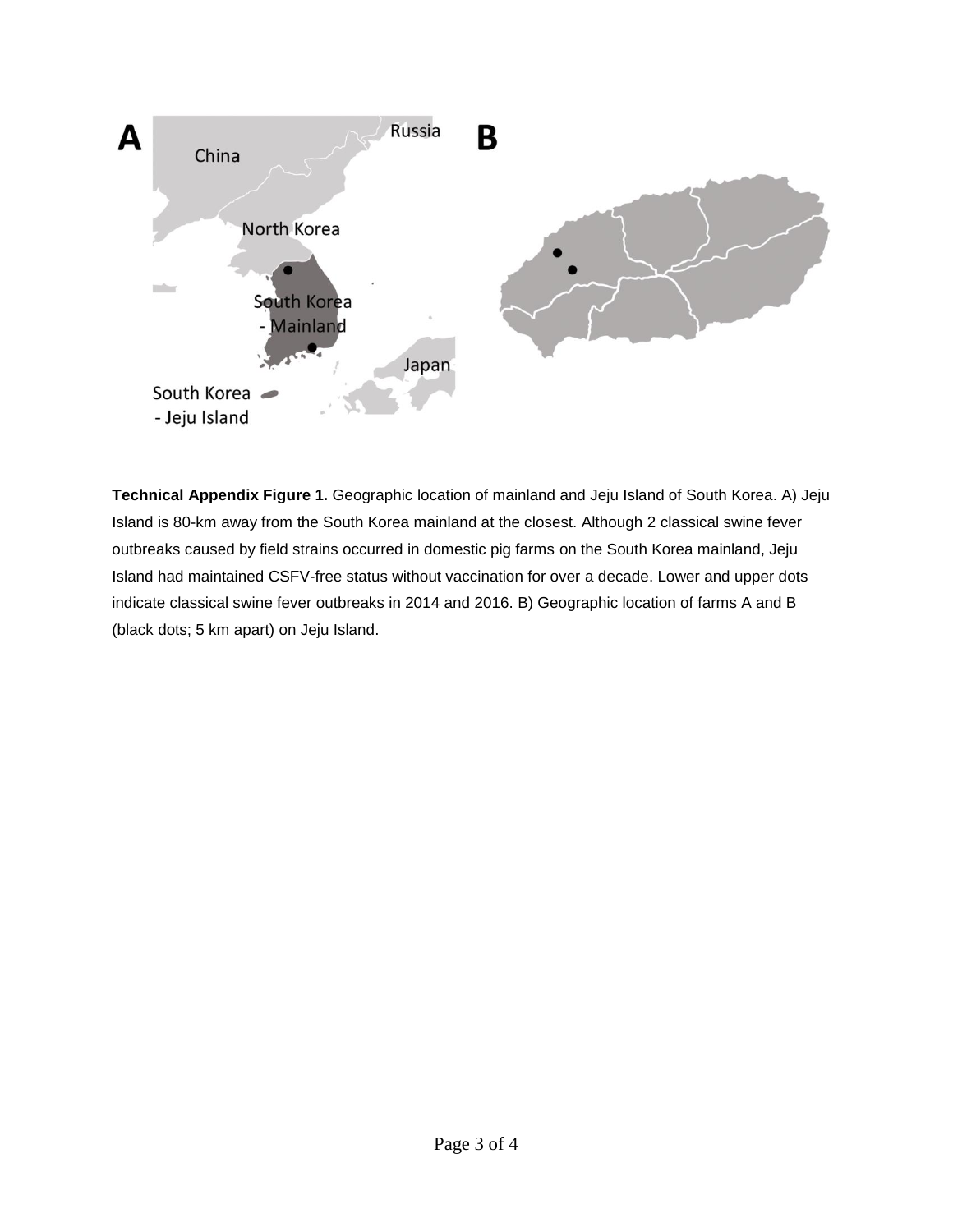**Technical Appendix Figure 1.** Geographic location of mainland and Jeju Island of South Korea. A) Jeju Island is 80-km away from the South Korea mainland at the closest. Although 2 classical swine fever outbreaks caused by field strains occurred in domestic pig farms on the South Korea mainland, Jeju Island had maintained CSFV-free status without vaccination for over a decade. Lower and upper dots indicate classical swine fever outbreaks in 2014 and 2016. B) Geographic location of farms A and B (black dots; 5 km apart) on Jeju Island.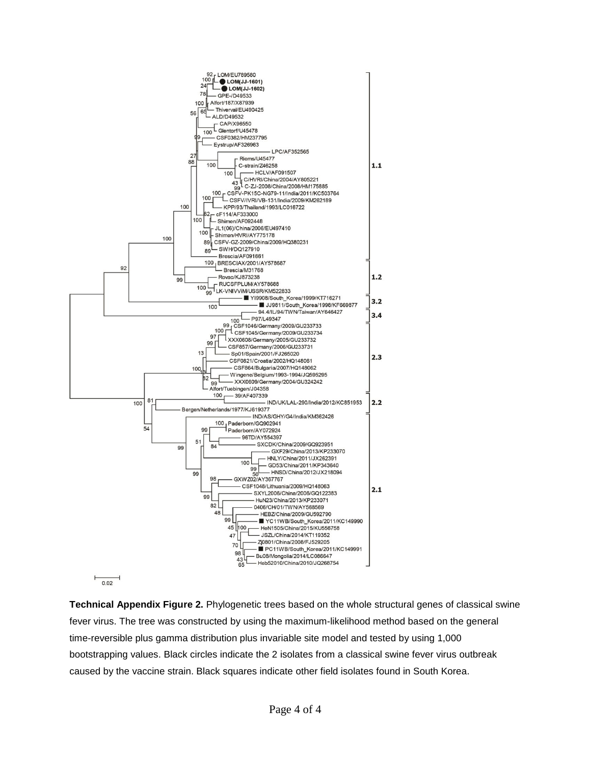92 LOM/EU789580
100
24 LOM(JJ-1601)
LOM(JJ-1602)
78 GPE-/D49533
100 Alfort/187/X87939
56 65 Thiverval/EU490425
ALD/D49532
CAP/X96550
100 Glentorf/U45478
99 CSF0382/HM237795
Eystrup/AF326963
LPC/AF352565
27
88 Riems/U45477
100 C-strain/Z46258
100 HCLV/AF091507
43 C/HVRI/China/2004/AY805221
99 C-ZJ-2008/China/2008/HM175885
100 CSFV-PK15C-NG79-11/India/2011/KC503764
100 CSFV/IVRI/VB-131/India/2009/KM262189
100 KPP/93/Thailand/1993/LC016722
62 cF114/AF333000
100 Shimen/AF092448
JL1(06)/China/2006/EU497410
100 Shimen/HVRI/AY775178
100 89 CSFV-GZ-2009/China/2009/HQ380231
89 SWH/DQ127910
Brescia/AF091661
100 BRESCIAX/2001/AY578687
92 Brescia/M31768
99 Rovac/KJ873238
100 RUCSFPLUM/AY578688
99 LK-VNIIVVIM/USSR/KM522833
YI9908/South_Korea/1999/KT716271
100 JJ9811/South_Korea/1998/KF669877
94.4/IL/94/TWN/Taiwan/AY646427
100 P97/L49347
99 CSF1046/Germany/2009/GU233733
100 CSF1045/Germany/2009/GU233734
97 XXX0608/Germany/2005/GU233732
99 CSF857/Germany/2006/GU233731
13 Sp01/Spain/2001/FJ265020
CSF0821/Croatia/2002/HQ148061
100 CSF864/Bulgaria/2007/HQ148062
13
32 Wingene/Belgium/1993-1994/JQ595295
99 XXX0609/Germany/2004/GU324242
Alfort/Tuebingen/J04358
100 39/AF407339
100 81 IND/UK/LAL-290/India/2012/KC851953
Bergen/Netherlands/1977/KJ619377
54 IND/AS/GHY/G4/India/KM362426
100 Paderborn/GQ902941
99 Paderborn/AY072924
51 96TD/AY554397
99 84 SXCDK/China/2009/GQ923951
GXF29/China/2013/KP233070
100 HNLY/China/2011/JX262391
99 GD53/China/2011/KP343640
99 50 HNSD/China/2012/JX218094
98 GXWZ02/AY367767
CSF1048/Lithuania/2009/HQ148063
99 SXYL2006/China/2006/GQ122383
82 HuN23/China/2013/KP233071
48 0406/CH/01/TWN/AY568569
99 HEBZ/China/2009/GU592790
YC11WB/South_Korea/2011/KC149990
45 100 HeN1505/China/2015/KU556758
47 JSZL/China/2014/KT119352
70 ZJ0801/China/2008/FJ529205
PC11WB/South_Korea/2011/KC149991
98 Bu08/Mongolia/2014/LC086647
43
65 Heb52010/China/2010/JQ268754

1.1
1.2
3.2
3.4
2.3
2.2
2.1

0.02

**Technical Appendix Figure 2.** Phylogenetic trees based on the whole structural genes of classical swine fever virus. The tree was constructed by using the maximum-likelihood method based on the general time-reversible plus gamma distribution plus invariable site model and tested by using 1,000 bootstrapping values. Black circles indicate the 2 isolates from a classical swine fever virus outbreak caused by the vaccine strain. Black squares indicate other field isolates found in South Korea.